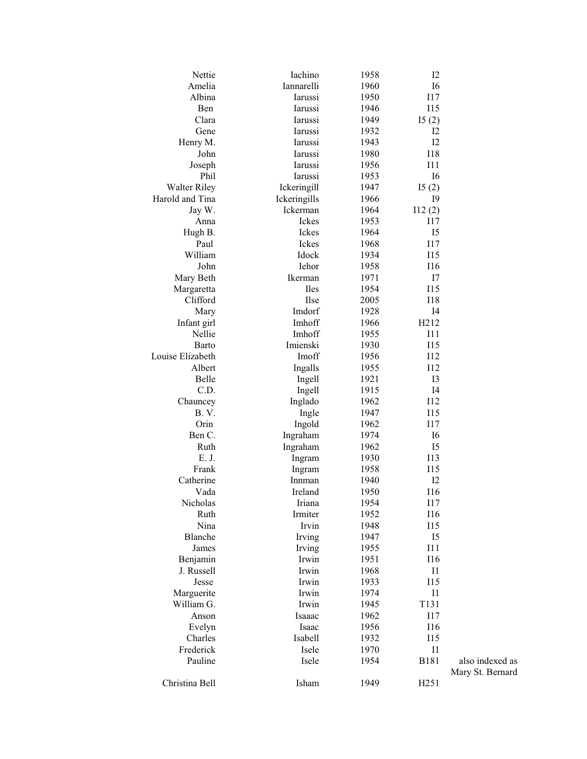| | | | | |
|---|---|---|---|---|
| Nettie | Iachino | 1958 | I2 | |
| Amelia | Iannarelli | 1960 | I6 | |
| Albina | Iarussi | 1950 | I17 | |
| Ben | Iarussi | 1946 | I15 | |
| Clara | Iarussi | 1949 | I5 (2) | |
| Gene | Iarussi | 1932 | I2 | |
| Henry M. | Iarussi | 1943 | I2 | |
| John | Iarussi | 1980 | I18 | |
| Joseph | Iarussi | 1956 | I11 | |
| Phil | Iarussi | 1953 | I6 | |
| Walter Riley | Ickeringill | 1947 | I5 (2) | |
| Harold and Tina | Ickeringills | 1966 | I9 | |
| Jay W. | Ickerman | 1964 | I12 (2) | |
| Anna | Ickes | 1953 | I17 | |
| Hugh B. | Ickes | 1964 | I5 | |
| Paul | Ickes | 1968 | I17 | |
| William | Idock | 1934 | I15 | |
| John | Iehor | 1958 | I16 | |
| Mary Beth | Ikerman | 1971 | I7 | |
| Margaretta | Iles | 1954 | I15 | |
| Clifford | Ilse | 2005 | I18 | |
| Mary | Imdorf | 1928 | I4 | |
| Infant girl | Imhoff | 1966 | H212 | |
| Nellie | Imhoff | 1955 | I11 | |
| Barto | Imienski | 1930 | I15 | |
| Louise Elizabeth | Imoff | 1956 | I12 | |
| Albert | Ingalls | 1955 | I12 | |
| Belle | Ingell | 1921 | I3 | |
| C.D. | Ingell | 1915 | I4 | |
| Chauncey | Inglado | 1962 | I12 | |
| B. V. | Ingle | 1947 | I15 | |
| Orin | Ingold | 1962 | I17 | |
| Ben C. | Ingraham | 1974 | I6 | |
| Ruth | Ingraham | 1962 | I5 | |
| E. J. | Ingram | 1930 | I13 | |
| Frank | Ingram | 1958 | I15 | |
| Catherine | Innman | 1940 | I2 | |
| Vada | Ireland | 1950 | I16 | |
| Nicholas | Iriana | 1954 | I17 | |
| Ruth | Irmiter | 1952 | I16 | |
| Nina | Irvin | 1948 | I15 | |
| Blanche | Irving | 1947 | I5 | |
| James | Irving | 1955 | I11 | |
| Benjamin | Irwin | 1951 | I16 | |
| J. Russell | Irwin | 1968 | I1 | |
| Jesse | Irwin | 1933 | I15 | |
| Marguerite | Irwin | 1974 | I1 | |
| William G. | Irwin | 1945 | T131 | |
| Anson | Isaaac | 1962 | I17 | |
| Evelyn | Isaac | 1956 | I16 | |
| Charles | Isabell | 1932 | I15 | |
| Frederick | Isele | 1970 | I1 | |
| Pauline | Isele | 1954 | B181 | also indexed as Mary St. Bernard |
| Christina Bell | Isham | 1949 | H251 | |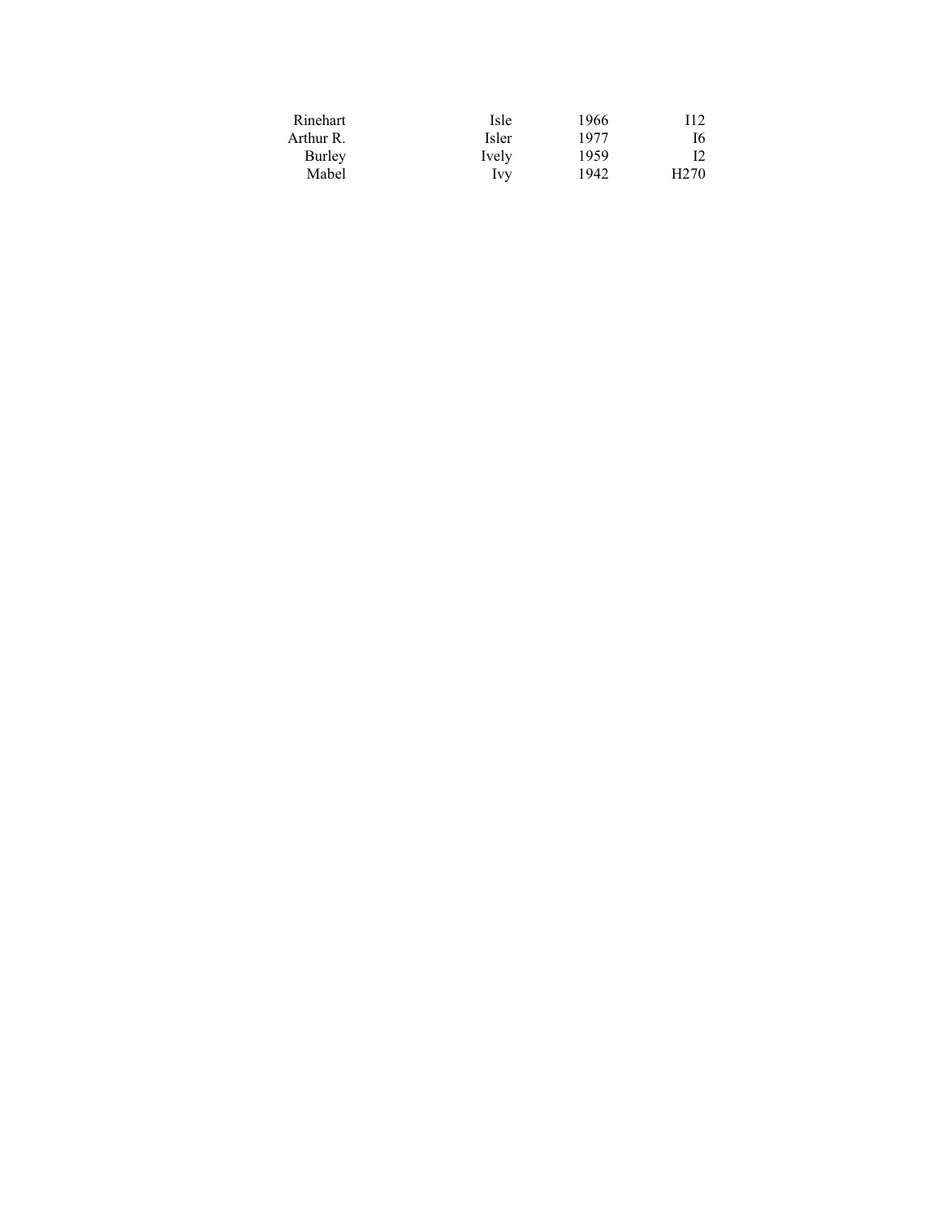| | | | |
|---|---|---|---|
| Rinehart | Isle | 1966 | I12 |
| Arthur R. | Isler | 1977 | I6 |
| Burley | Ively | 1959 | I2 |
| Mabel | Ivy | 1942 | H270 |